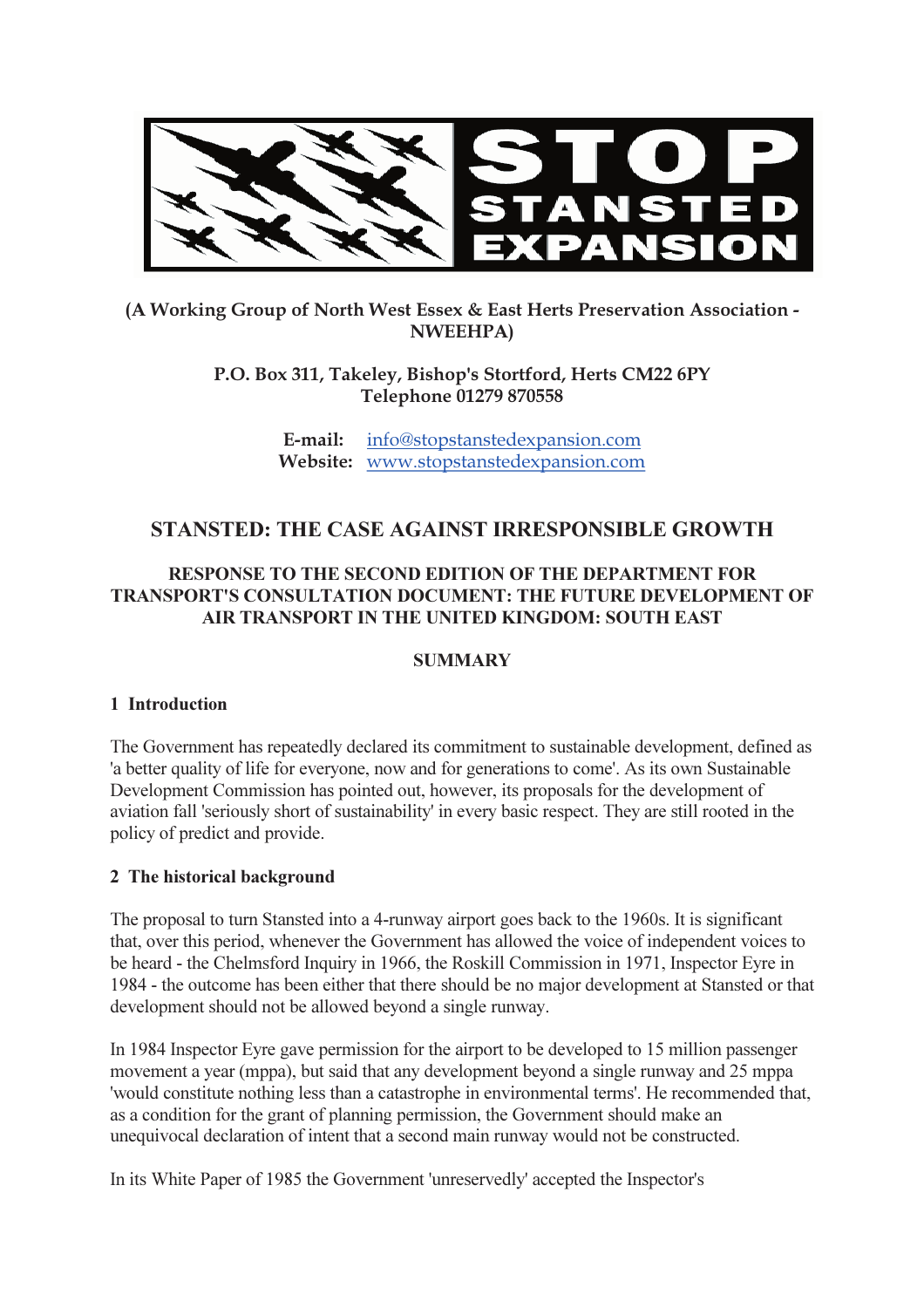**STOP STANSTED EXPANSION**

**(A Working Group of North West Essex & East Herts Preservation Association - NWEEHPA)**

**P.O. Box 311, Takeley, Bishop's Stortford, Herts CM22 6PY**
**Telephone 01279 870558**

**E-mail:** info@stopstanstedexpansion.com
**Website:** www.stopstanstedexpansion.com

# STANSTED: THE CASE AGAINST IRRESPONSIBLE GROWTH

## RESPONSE TO THE SECOND EDITION OF THE DEPARTMENT FOR TRANSPORT'S CONSULTATION DOCUMENT: THE FUTURE DEVELOPMENT OF AIR TRANSPORT IN THE UNITED KINGDOM: SOUTH EAST

## SUMMARY

### 1 Introduction

The Government has repeatedly declared its commitment to sustainable development, defined as 'a better quality of life for everyone, now and for generations to come'. As its own Sustainable Development Commission has pointed out, however, its proposals for the development of aviation fall 'seriously short of sustainability' in every basic respect. They are still rooted in the policy of predict and provide.

### 2 The historical background

The proposal to turn Stansted into a 4-runway airport goes back to the 1960s. It is significant that, over this period, whenever the Government has allowed the voice of independent voices to be heard - the Chelmsford Inquiry in 1966, the Roskill Commission in 1971, Inspector Eyre in 1984 - the outcome has been either that there should be no major development at Stansted or that development should not be allowed beyond a single runway.

In 1984 Inspector Eyre gave permission for the airport to be developed to 15 million passenger movement a year (mppa), but said that any development beyond a single runway and 25 mppa 'would constitute nothing less than a catastrophe in environmental terms'. He recommended that, as a condition for the grant of planning permission, the Government should make an unequivocal declaration of intent that a second main runway would not be constructed.

In its White Paper of 1985 the Government 'unreservedly' accepted the Inspector's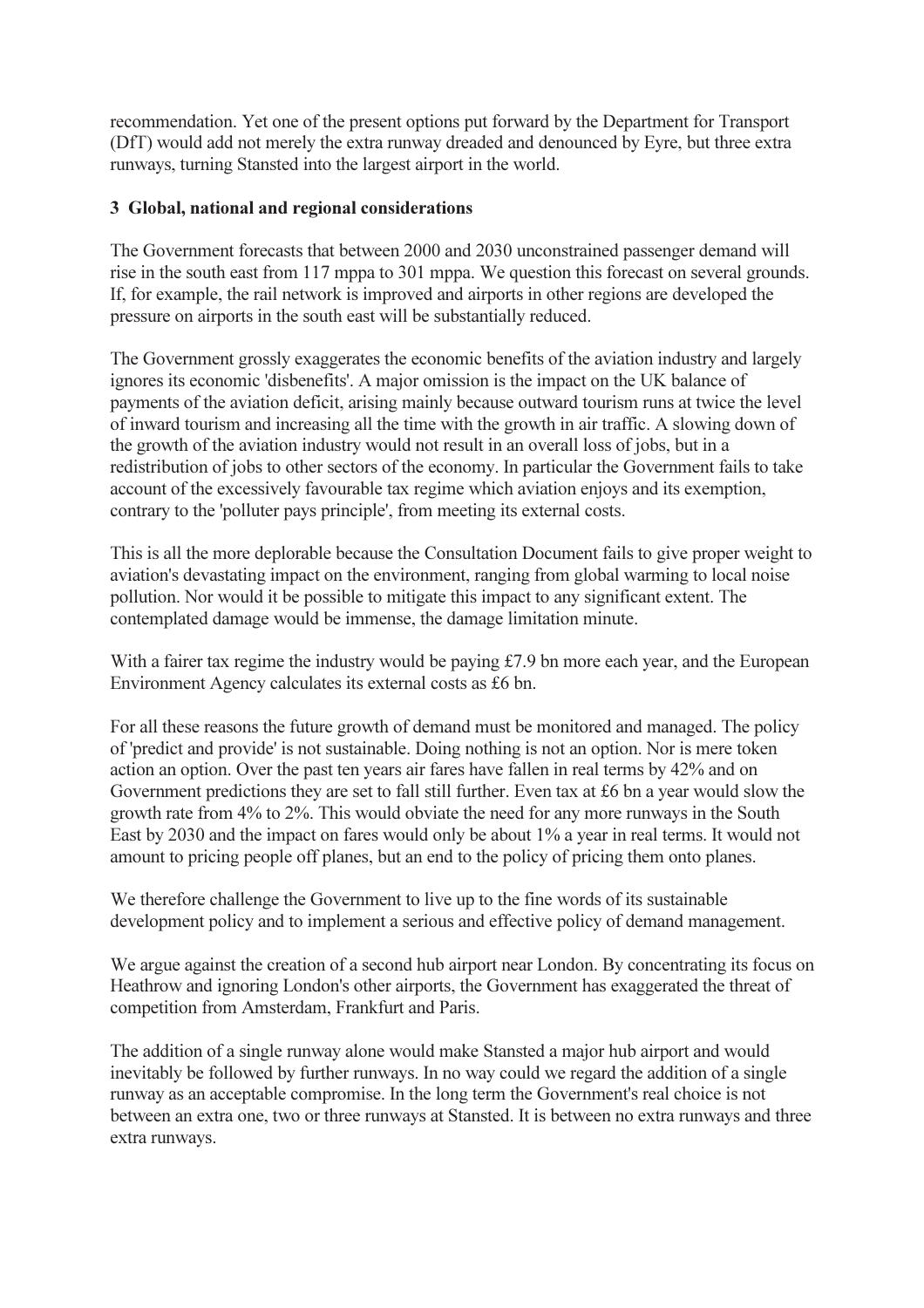recommendation. Yet one of the present options put forward by the Department for Transport (DfT) would add not merely the extra runway dreaded and denounced by Eyre, but three extra runways, turning Stansted into the largest airport in the world.

### 3 Global, national and regional considerations

The Government forecasts that between 2000 and 2030 unconstrained passenger demand will rise in the south east from 117 mppa to 301 mppa. We question this forecast on several grounds. If, for example, the rail network is improved and airports in other regions are developed the pressure on airports in the south east will be substantially reduced.

The Government grossly exaggerates the economic benefits of the aviation industry and largely ignores its economic 'disbenefits'. A major omission is the impact on the UK balance of payments of the aviation deficit, arising mainly because outward tourism runs at twice the level of inward tourism and increasing all the time with the growth in air traffic. A slowing down of the growth of the aviation industry would not result in an overall loss of jobs, but in a redistribution of jobs to other sectors of the economy. In particular the Government fails to take account of the excessively favourable tax regime which aviation enjoys and its exemption, contrary to the 'polluter pays principle', from meeting its external costs.

This is all the more deplorable because the Consultation Document fails to give proper weight to aviation's devastating impact on the environment, ranging from global warming to local noise pollution. Nor would it be possible to mitigate this impact to any significant extent. The contemplated damage would be immense, the damage limitation minute.

With a fairer tax regime the industry would be paying £7.9 bn more each year, and the European Environment Agency calculates its external costs as £6 bn.

For all these reasons the future growth of demand must be monitored and managed. The policy of 'predict and provide' is not sustainable. Doing nothing is not an option. Nor is mere token action an option. Over the past ten years air fares have fallen in real terms by 42% and on Government predictions they are set to fall still further. Even tax at £6 bn a year would slow the growth rate from 4% to 2%. This would obviate the need for any more runways in the South East by 2030 and the impact on fares would only be about 1% a year in real terms. It would not amount to pricing people off planes, but an end to the policy of pricing them onto planes.

We therefore challenge the Government to live up to the fine words of its sustainable development policy and to implement a serious and effective policy of demand management.

We argue against the creation of a second hub airport near London. By concentrating its focus on Heathrow and ignoring London's other airports, the Government has exaggerated the threat of competition from Amsterdam, Frankfurt and Paris.

The addition of a single runway alone would make Stansted a major hub airport and would inevitably be followed by further runways. In no way could we regard the addition of a single runway as an acceptable compromise. In the long term the Government's real choice is not between an extra one, two or three runways at Stansted. It is between no extra runways and three extra runways.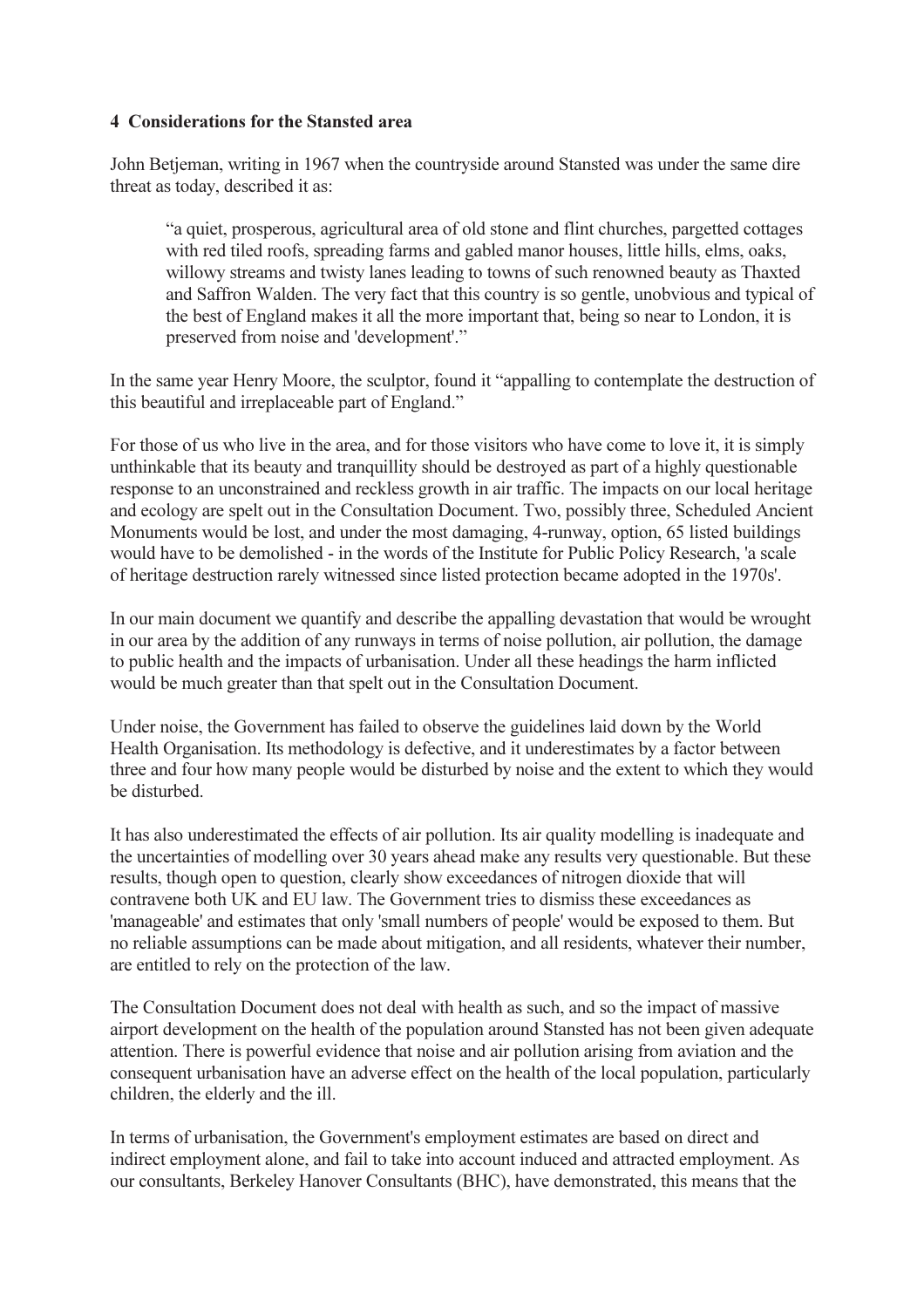## 4 Considerations for the Stansted area

John Betjeman, writing in 1967 when the countryside around Stansted was under the same dire threat as today, described it as:

> "a quiet, prosperous, agricultural area of old stone and flint churches, pargetted cottages with red tiled roofs, spreading farms and gabled manor houses, little hills, elms, oaks, willowy streams and twisty lanes leading to towns of such renowned beauty as Thaxted and Saffron Walden. The very fact that this country is so gentle, unobvious and typical of the best of England makes it all the more important that, being so near to London, it is preserved from noise and 'development'."

In the same year Henry Moore, the sculptor, found it "appalling to contemplate the destruction of this beautiful and irreplaceable part of England."

For those of us who live in the area, and for those visitors who have come to love it, it is simply unthinkable that its beauty and tranquillity should be destroyed as part of a highly questionable response to an unconstrained and reckless growth in air traffic. The impacts on our local heritage and ecology are spelt out in the Consultation Document. Two, possibly three, Scheduled Ancient Monuments would be lost, and under the most damaging, 4-runway, option, 65 listed buildings would have to be demolished - in the words of the Institute for Public Policy Research, 'a scale of heritage destruction rarely witnessed since listed protection became adopted in the 1970s'.

In our main document we quantify and describe the appalling devastation that would be wrought in our area by the addition of any runways in terms of noise pollution, air pollution, the damage to public health and the impacts of urbanisation. Under all these headings the harm inflicted would be much greater than that spelt out in the Consultation Document.

Under noise, the Government has failed to observe the guidelines laid down by the World Health Organisation. Its methodology is defective, and it underestimates by a factor between three and four how many people would be disturbed by noise and the extent to which they would be disturbed.

It has also underestimated the effects of air pollution. Its air quality modelling is inadequate and the uncertainties of modelling over 30 years ahead make any results very questionable. But these results, though open to question, clearly show exceedances of nitrogen dioxide that will contravene both UK and EU law. The Government tries to dismiss these exceedances as 'manageable' and estimates that only 'small numbers of people' would be exposed to them. But no reliable assumptions can be made about mitigation, and all residents, whatever their number, are entitled to rely on the protection of the law.

The Consultation Document does not deal with health as such, and so the impact of massive airport development on the health of the population around Stansted has not been given adequate attention. There is powerful evidence that noise and air pollution arising from aviation and the consequent urbanisation have an adverse effect on the health of the local population, particularly children, the elderly and the ill.

In terms of urbanisation, the Government's employment estimates are based on direct and indirect employment alone, and fail to take into account induced and attracted employment. As our consultants, Berkeley Hanover Consultants (BHC), have demonstrated, this means that the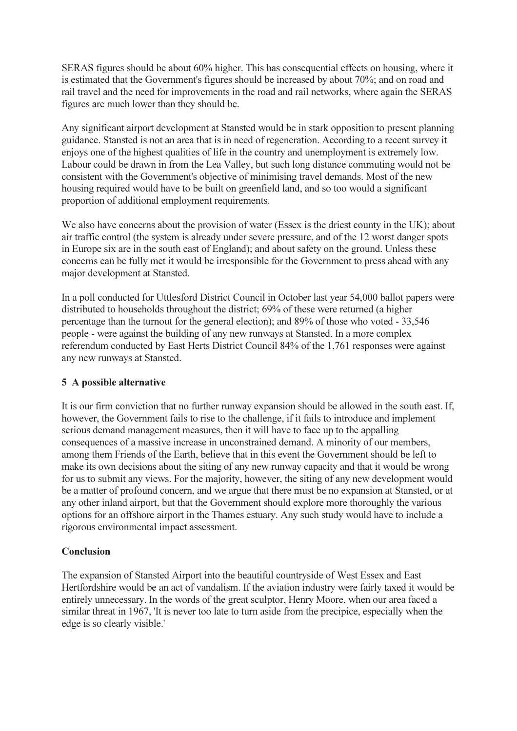SERAS figures should be about 60% higher. This has consequential effects on housing, where it is estimated that the Government's figures should be increased by about 70%; and on road and rail travel and the need for improvements in the road and rail networks, where again the SERAS figures are much lower than they should be.

Any significant airport development at Stansted would be in stark opposition to present planning guidance. Stansted is not an area that is in need of regeneration. According to a recent survey it enjoys one of the highest qualities of life in the country and unemployment is extremely low. Labour could be drawn in from the Lea Valley, but such long distance commuting would not be consistent with the Government's objective of minimising travel demands. Most of the new housing required would have to be built on greenfield land, and so too would a significant proportion of additional employment requirements.

We also have concerns about the provision of water (Essex is the driest county in the UK); about air traffic control (the system is already under severe pressure, and of the 12 worst danger spots in Europe six are in the south east of England); and about safety on the ground. Unless these concerns can be fully met it would be irresponsible for the Government to press ahead with any major development at Stansted.

In a poll conducted for Uttlesford District Council in October last year 54,000 ballot papers were distributed to households throughout the district; 69% of these were returned (a higher percentage than the turnout for the general election); and 89% of those who voted - 33,546 people - were against the building of any new runways at Stansted. In a more complex referendum conducted by East Herts District Council 84% of the 1,761 responses were against any new runways at Stansted.

## 5 A possible alternative

It is our firm conviction that no further runway expansion should be allowed in the south east. If, however, the Government fails to rise to the challenge, if it fails to introduce and implement serious demand management measures, then it will have to face up to the appalling consequences of a massive increase in unconstrained demand. A minority of our members, among them Friends of the Earth, believe that in this event the Government should be left to make its own decisions about the siting of any new runway capacity and that it would be wrong for us to submit any views. For the majority, however, the siting of any new development would be a matter of profound concern, and we argue that there must be no expansion at Stansted, or at any other inland airport, but that the Government should explore more thoroughly the various options for an offshore airport in the Thames estuary. Any such study would have to include a rigorous environmental impact assessment.

## Conclusion

The expansion of Stansted Airport into the beautiful countryside of West Essex and East Hertfordshire would be an act of vandalism. If the aviation industry were fairly taxed it would be entirely unnecessary. In the words of the great sculptor, Henry Moore, when our area faced a similar threat in 1967, 'It is never too late to turn aside from the precipice, especially when the edge is so clearly visible.'